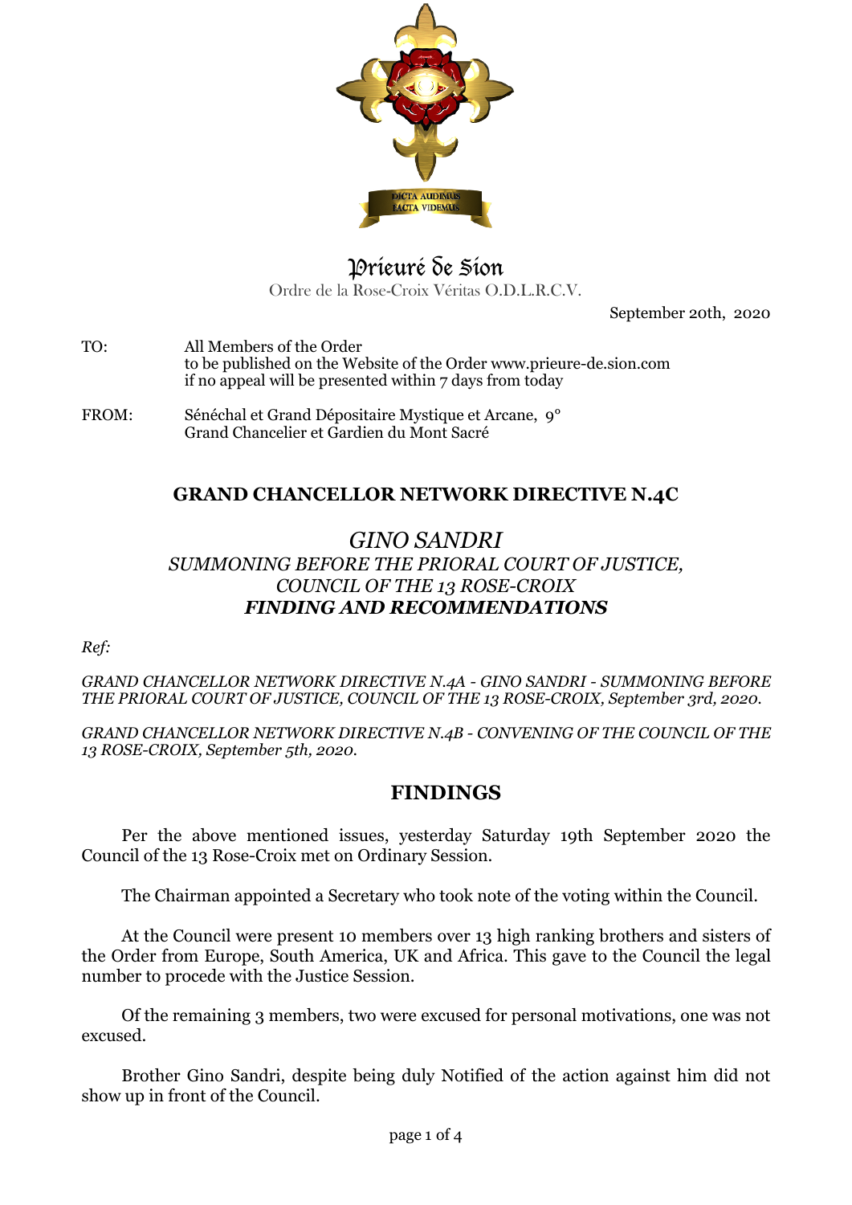DICTA AUDIMUS
FACTA VIDEMUS

# Prieuré de Sion

Ordre de la Rose-Croix Véritas O.D.L.R.C.V.

September 20th, 2020

TO: All Members of the Order
to be published on the Website of the Order www.prieure-de.sion.com
if no appeal will be presented within 7 days from today

FROM: Sénéchal et Grand Dépositaire Mystique et Arcane, 9°
Grand Chancelier et Gardien du Mont Sacré

## GRAND CHANCELLOR NETWORK DIRECTIVE N.4C

## *GINO SANDRI*
### *SUMMONING BEFORE THE PRIORAL COURT OF JUSTICE, COUNCIL OF THE 13 ROSE-CROIX*
### ***FINDING AND RECOMMENDATIONS***

*Ref:*

*GRAND CHANCELLOR NETWORK DIRECTIVE N.4A - GINO SANDRI - SUMMONING BEFORE THE PRIORAL COURT OF JUSTICE, COUNCIL OF THE 13 ROSE-CROIX, September 3rd, 2020.*

*GRAND CHANCELLOR NETWORK DIRECTIVE N.4B - CONVENING OF THE COUNCIL OF THE 13 ROSE-CROIX, September 5th, 2020.*

## FINDINGS

Per the above mentioned issues, yesterday Saturday 19th September 2020 the Council of the 13 Rose-Croix met on Ordinary Session.

The Chairman appointed a Secretary who took note of the voting within the Council.

At the Council were present 10 members over 13 high ranking brothers and sisters of the Order from Europe, South America, UK and Africa. This gave to the Council the legal number to procede with the Justice Session.

Of the remaining 3 members, two were excused for personal motivations, one was not excused.

Brother Gino Sandri, despite being duly Notified of the action against him did not show up in front of the Council.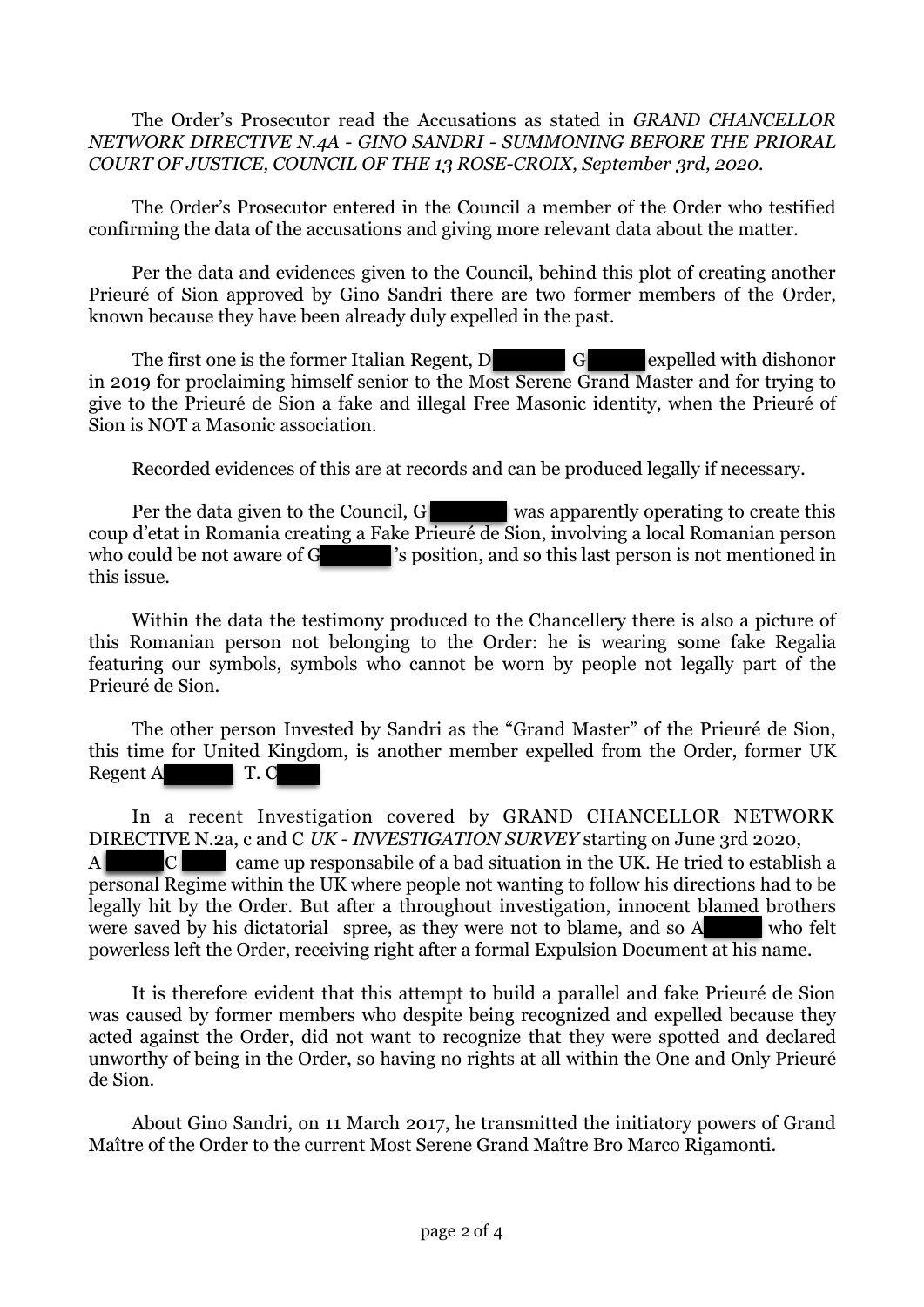The Order's Prosecutor read the Accusations as stated in *GRAND CHANCELLOR NETWORK DIRECTIVE N.4A - GINO SANDRI - SUMMONING BEFORE THE PRIORAL COURT OF JUSTICE, COUNCIL OF THE 13 ROSE-CROIX, September 3rd, 2020*.

The Order's Prosecutor entered in the Council a member of the Order who testified confirming the data of the accusations and giving more relevant data about the matter.

Per the data and evidences given to the Council, behind this plot of creating another Prieuré of Sion approved by Gino Sandri there are two former members of the Order, known because they have been already duly expelled in the past.

The first one is the former Italian Regent, D█████ G█████ expelled with dishonor in 2019 for proclaiming himself senior to the Most Serene Grand Master and for trying to give to the Prieuré de Sion a fake and illegal Free Masonic identity, when the Prieuré of Sion is NOT a Masonic association.

Recorded evidences of this are at records and can be produced legally if necessary.

Per the data given to the Council, G█████ was apparently operating to create this coup d'etat in Romania creating a Fake Prieuré de Sion, involving a local Romanian person who could be not aware of G█████'s position, and so this last person is not mentioned in this issue.

Within the data the testimony produced to the Chancellery there is also a picture of this Romanian person not belonging to the Order: he is wearing some fake Regalia featuring our symbols, symbols who cannot be worn by people not legally part of the Prieuré de Sion.

The other person Invested by Sandri as the "Grand Master" of the Prieuré de Sion, this time for United Kingdom, is another member expelled from the Order, former UK Regent A█████ T. C█████

In a recent Investigation covered by GRAND CHANCELLOR NETWORK DIRECTIVE N.2a, c and C *UK - INVESTIGATION SURVEY* starting on June 3rd 2020, A█████ C█████ came up responsabile of a bad situation in the UK. He tried to establish a personal Regime within the UK where people not wanting to follow his directions had to be legally hit by the Order. But after a throughout investigation, innocent blamed brothers were saved by his dictatorial spree, as they were not to blame, and so A█████ who felt powerless left the Order, receiving right after a formal Expulsion Document at his name.

It is therefore evident that this attempt to build a parallel and fake Prieuré de Sion was caused by former members who despite being recognized and expelled because they acted against the Order, did not want to recognize that they were spotted and declared unworthy of being in the Order, so having no rights at all within the One and Only Prieuré de Sion.

About Gino Sandri, on 11 March 2017, he transmitted the initiatory powers of Grand Maître of the Order to the current Most Serene Grand Maître Bro Marco Rigamonti.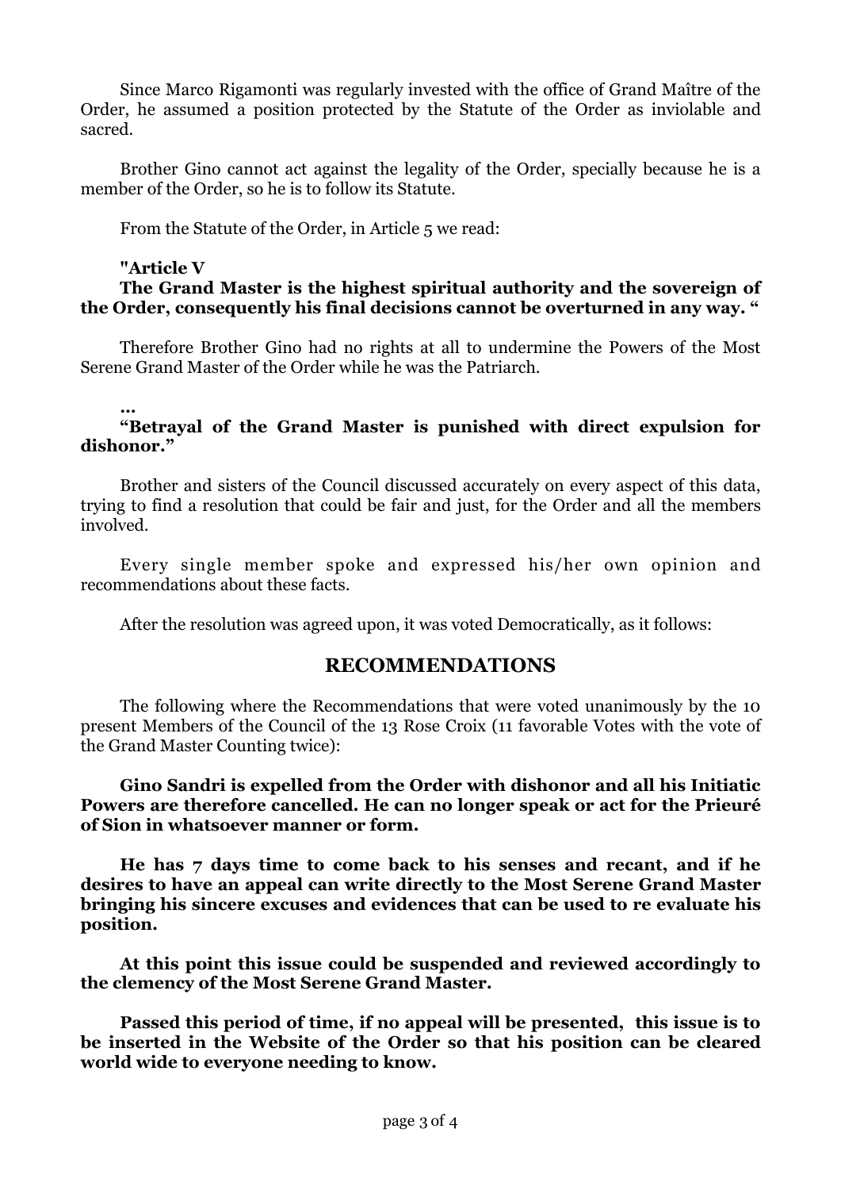Since Marco Rigamonti was regularly invested with the office of Grand Maître of the Order, he assumed a position protected by the Statute of the Order as inviolable and sacred.

Brother Gino cannot act against the legality of the Order, specially because he is a member of the Order, so he is to follow its Statute.

From the Statute of the Order, in Article 5 we read:

**"Article V**
**The Grand Master is the highest spiritual authority and the sovereign of the Order, consequently his final decisions cannot be overturned in any way. "**

Therefore Brother Gino had no rights at all to undermine the Powers of the Most Serene Grand Master of the Order while he was the Patriarch.

**...**
**"Betrayal of the Grand Master is punished with direct expulsion for dishonor."**

Brother and sisters of the Council discussed accurately on every aspect of this data, trying to find a resolution that could be fair and just, for the Order and all the members involved.

Every single member spoke and expressed his/her own opinion and recommendations about these facts.

After the resolution was agreed upon, it was voted Democratically, as it follows:

## RECOMMENDATIONS

The following where the Recommendations that were voted unanimously by the 10 present Members of the Council of the 13 Rose Croix (11 favorable Votes with the vote of the Grand Master Counting twice):

**Gino Sandri is expelled from the Order with dishonor and all his Initiatic Powers are therefore cancelled. He can no longer speak or act for the Prieuré of Sion in whatsoever manner or form.**

**He has 7 days time to come back to his senses and recant, and if he desires to have an appeal can write directly to the Most Serene Grand Master bringing his sincere excuses and evidences that can be used to re evaluate his position.**

**At this point this issue could be suspended and reviewed accordingly to the clemency of the Most Serene Grand Master.**

**Passed this period of time, if no appeal will be presented, this issue is to be inserted in the Website of the Order so that his position can be cleared world wide to everyone needing to know.**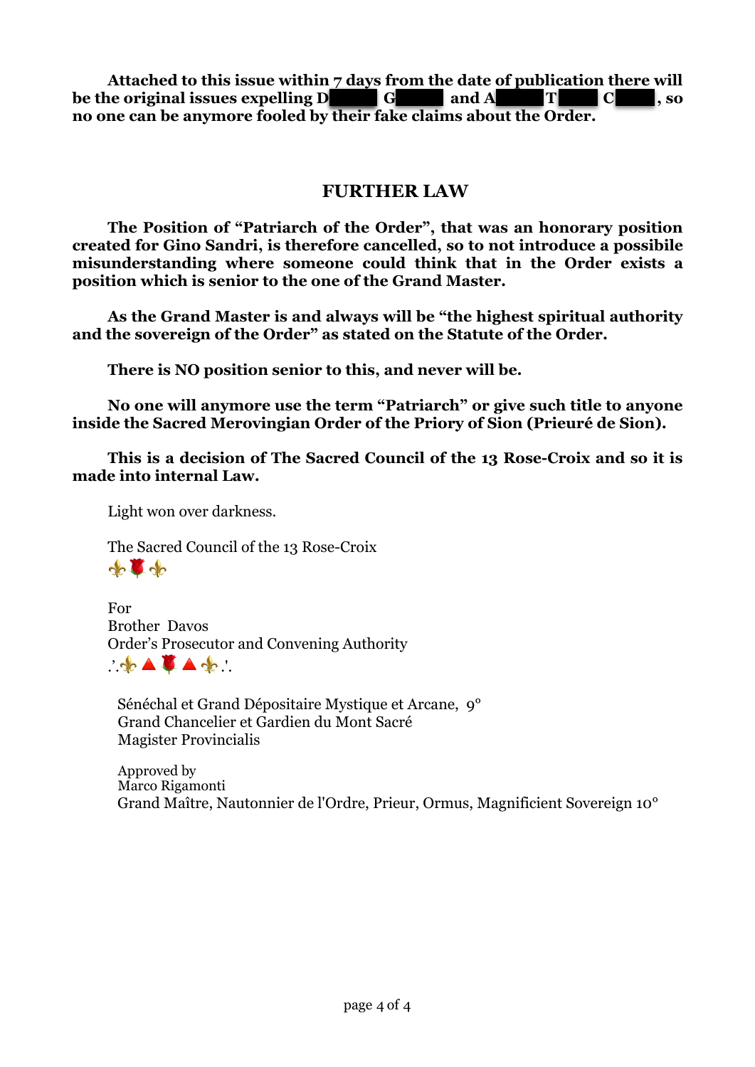**Attached to this issue within 7 days from the date of publication there will be the original issues expelling D████ G████ and A████ T████ C████, so no one can be anymore fooled by their fake claims about the Order.**

## FURTHER LAW

**The Position of "Patriarch of the Order", that was an honorary position created for Gino Sandri, is therefore cancelled, so to not introduce a possibile misunderstanding where someone could think that in the Order exists a position which is senior to the one of the Grand Master.**

**As the Grand Master is and always will be "the highest spiritual authority and the sovereign of the Order" as stated on the Statute of the Order.**

**There is NO position senior to this, and never will be.**

**No one will anymore use the term "Patriarch" or give such title to anyone inside the Sacred Merovingian Order of the Priory of Sion (Prieuré de Sion).**

**This is a decision of The Sacred Council of the 13 Rose-Croix and so it is made into internal Law.**

Light won over darkness.

The Sacred Council of the 13 Rose-Croix
⚜🌹⚜

For
Brother Davos
Order's Prosecutor and Convening Authority
∴⚜🔺🌹🔺⚜∴

Sénéchal et Grand Dépositaire Mystique et Arcane, 9°
Grand Chancelier et Gardien du Mont Sacré
Magister Provincialis

Approved by
Marco Rigamonti
Grand Maître, Nautonnier de l'Ordre, Prieur, Ormus, Magnificient Sovereign 10°